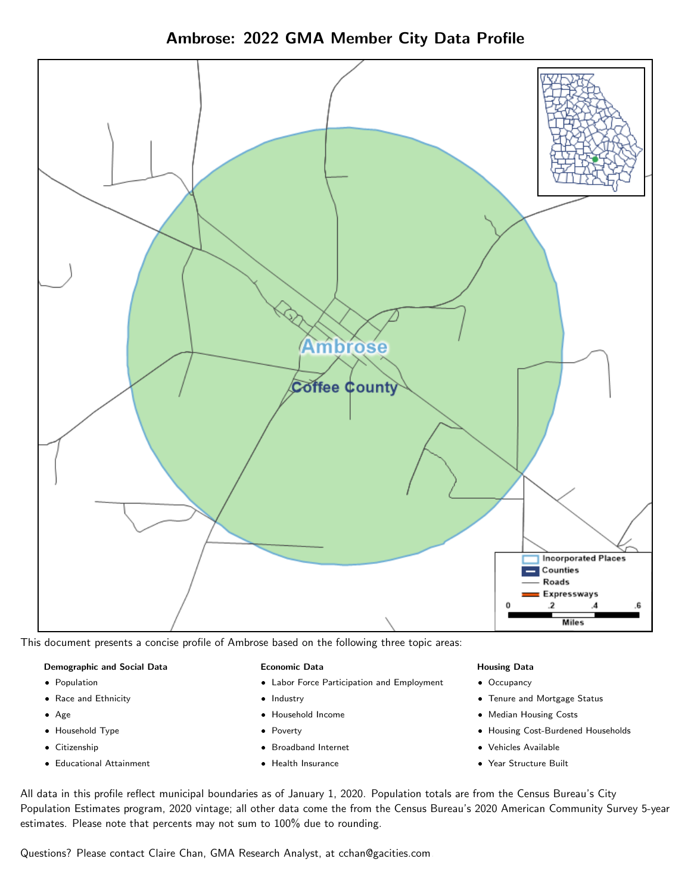# Ambrose: 2022 GMA Member City Data Profile

Ambrose

Coffee County

Incorporated Places
Counties
Roads
Expressways
0 .2 .4 .6
Miles

This document presents a concise profile of Ambrose based on the following three topic areas:

**Demographic and Social Data**

- Population
- Race and Ethnicity
- Age
- Household Type
- Citizenship
- Educational Attainment

**Economic Data**

- Labor Force Participation and Employment
- Industry
- Household Income
- Poverty
- Broadband Internet
- Health Insurance

**Housing Data**

- Occupancy
- Tenure and Mortgage Status
- Median Housing Costs
- Housing Cost-Burdened Households
- Vehicles Available
- Year Structure Built

All data in this profile reflect municipal boundaries as of January 1, 2020. Population totals are from the Census Bureau's City Population Estimates program, 2020 vintage; all other data come the from the Census Bureau's 2020 American Community Survey 5-year estimates. Please note that percents may not sum to 100% due to rounding.

Questions? Please contact Claire Chan, GMA Research Analyst, at cchan@gacities.com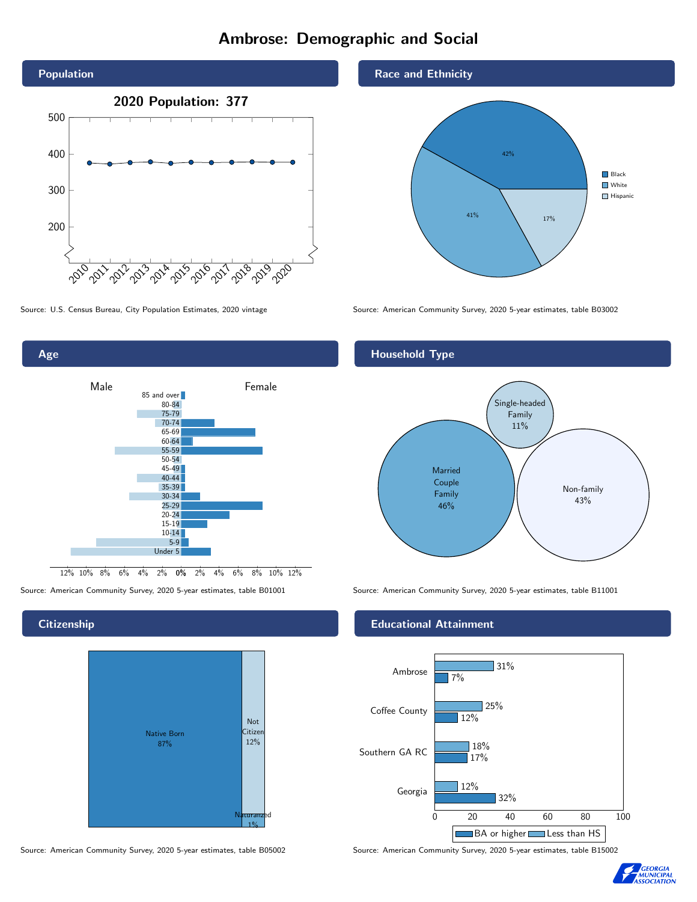# Ambrose: Demographic and Social

## Population

2020 Population: 377

500
400
300
200

2010 2011 2012 2013 2014 2015 2016 2017 2018 2019 2020

Source: U.S. Census Bureau, City Population Estimates, 2020 vintage

## Race and Ethnicity

42%
41%
17%

Black
White
Hispanic

Source: American Community Survey, 2020 5-year estimates, table B03002

## Age

Male
Female

85 and over
80-84
75-79
70-74
65-69
60-64
55-59
50-54
45-49
40-44
35-39
30-34
25-29
20-24
15-19
10-14
5-9
Under 5

12% 10% 8% 6% 4% 2% 0% 2% 4% 6% 8% 10% 12%

Source: American Community Survey, 2020 5-year estimates, table B01001

## Household Type

Single-headed Family 11%

Married Couple Family 46%

Non-family 43%

Source: American Community Survey, 2020 5-year estimates, table B11001

## Citizenship

Native Born 87%

Not Citizen 12%

Naturalized 1%

Source: American Community Survey, 2020 5-year estimates, table B05002

## Educational Attainment

Ambrose 31% 7%

Coffee County 25% 12%

Southern GA RC 18% 17%

Georgia 12% 32%

0 20 40 60 80 100

BA or higher
Less than HS

Source: American Community Survey, 2020 5-year estimates, table B15002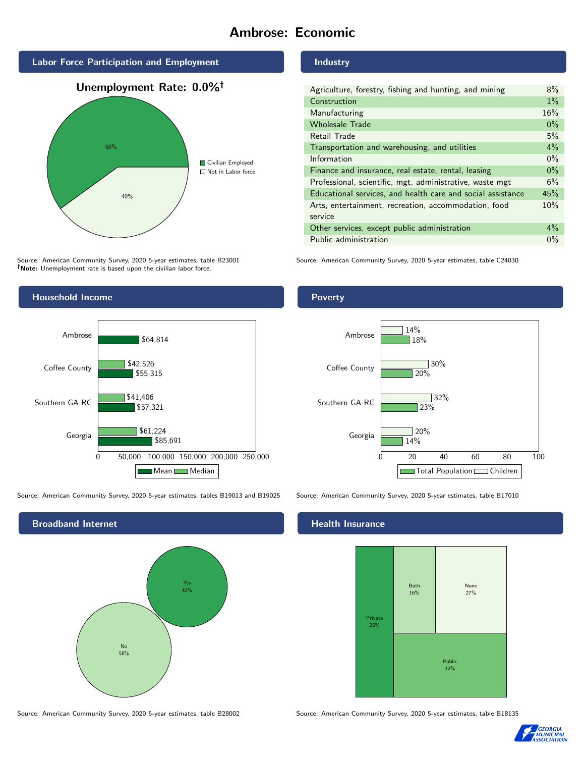# Ambrose: Economic

## Labor Force Participation and Employment

Unemployment Rate: 0.0%†

60%
40%

Civilian Employed
Not in Labor force

Source: American Community Survey, 2020 5-year estimates, table B23001
†Note: Unemployment rate is based upon the civilian labor force.

## Industry

| | |
|---|---|
| Agriculture, forestry, fishing and hunting, and mining | 8% |
| Construction | 1% |
| Manufacturing | 16% |
| Wholesale Trade | 0% |
| Retail Trade | 5% |
| Transportation and warehousing, and utilities | 4% |
| Information | 0% |
| Finance and insurance, real estate, rental, leasing | 0% |
| Professional, scientific, mgt, administrative, waste mgt | 6% |
| Educational services, and health care and social assistance | 45% |
| Arts, entertainment, recreation, accommodation, food service | 10% |
| Other services, except public administration | 4% |
| Public administration | 0% |

Source: American Community Survey, 2020 5-year estimates, table C24030

## Household Income

Ambrose
$64,814

Coffee County
$42,526
$55,315

Southern GA RC
$41,406
$57,321

Georgia
$61,224
$85,691

0 50,000 100,000 150,000 200,000 250,000

Mean Median

Source: American Community Survey, 2020 5-year estimates, tables B19013 and B19025

## Poverty

Ambrose
14%
18%

Coffee County
30%
20%

Southern GA RC
32%
23%

Georgia
20%
14%

0 20 40 60 80 100

Total Population Children

Source: American Community Survey, 2020 5-year estimates, table B17010

## Broadband Internet

Yes
42%

No
58%

Source: American Community Survey, 2020 5-year estimates, table B28002

## Health Insurance

Private
25%

Both
16%

None
27%

Public
32%

Source: American Community Survey, 2020 5-year estimates, table B18135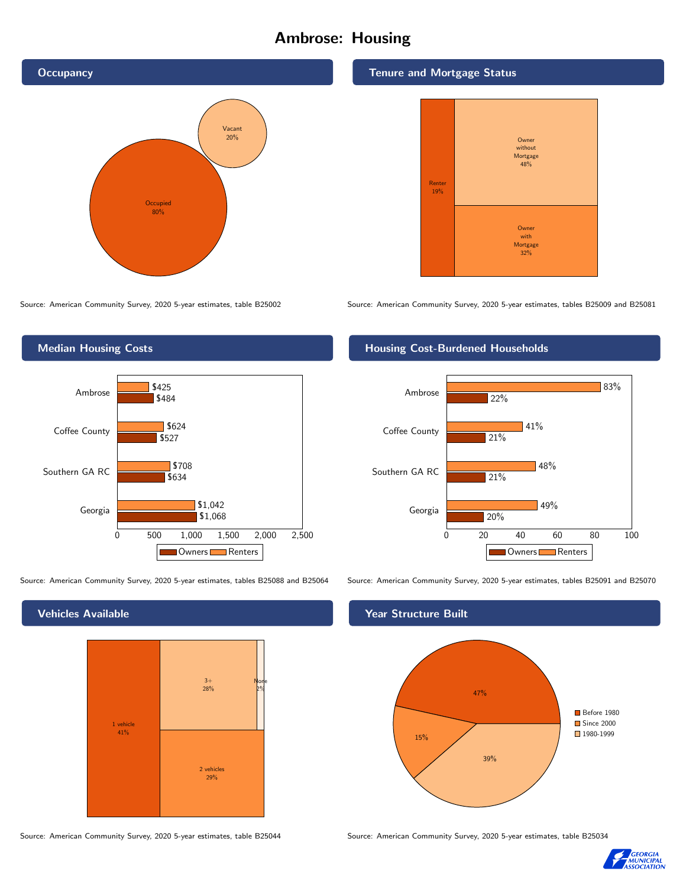# Ambrose: Housing

## Occupancy

Vacant
20%

Occupied
80%

Source: American Community Survey, 2020 5-year estimates, table B25002

## Tenure and Mortgage Status

Renter
19%

Owner
without
Mortgage
48%

Owner
with
Mortgage
32%

Source: American Community Survey, 2020 5-year estimates, tables B25009 and B25081

## Median Housing Costs

Ambrose
$425
$484

Coffee County
$624
$527

Southern GA RC
$708
$634

Georgia
$1,042
$1,068

0 500 1,000 1,500 2,000 2,500

Owners Renters

Source: American Community Survey, 2020 5-year estimates, tables B25088 and B25064

## Housing Cost-Burdened Households

Ambrose
83%
22%

Coffee County
41%
21%

Southern GA RC
48%
21%

Georgia
49%
20%

0 20 40 60 80 100

Owners Renters

Source: American Community Survey, 2020 5-year estimates, tables B25091 and B25070

## Vehicles Available

1 vehicle
41%

3+
28%

None
2%

2 vehicles
29%

Source: American Community Survey, 2020 5-year estimates, table B25044

## Year Structure Built

47%

15%

39%

Before 1980
Since 2000
1980-1999

Source: American Community Survey, 2020 5-year estimates, table B25034